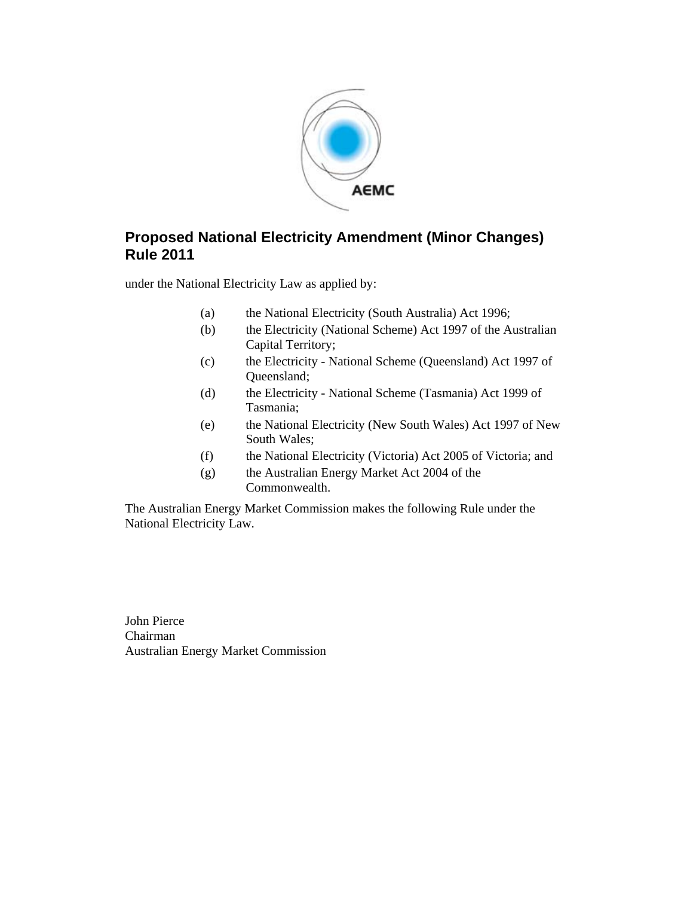AEMC

# Proposed National Electricity Amendment (Minor Changes) Rule 2011

under the National Electricity Law as applied by:

(a) the National Electricity (South Australia) Act 1996;
(b) the Electricity (National Scheme) Act 1997 of the Australian Capital Territory;
(c) the Electricity - National Scheme (Queensland) Act 1997 of Queensland;
(d) the Electricity - National Scheme (Tasmania) Act 1999 of Tasmania;
(e) the National Electricity (New South Wales) Act 1997 of New South Wales;
(f) the National Electricity (Victoria) Act 2005 of Victoria; and
(g) the Australian Energy Market Act 2004 of the Commonwealth.

The Australian Energy Market Commission makes the following Rule under the National Electricity Law.

John Pierce
Chairman
Australian Energy Market Commission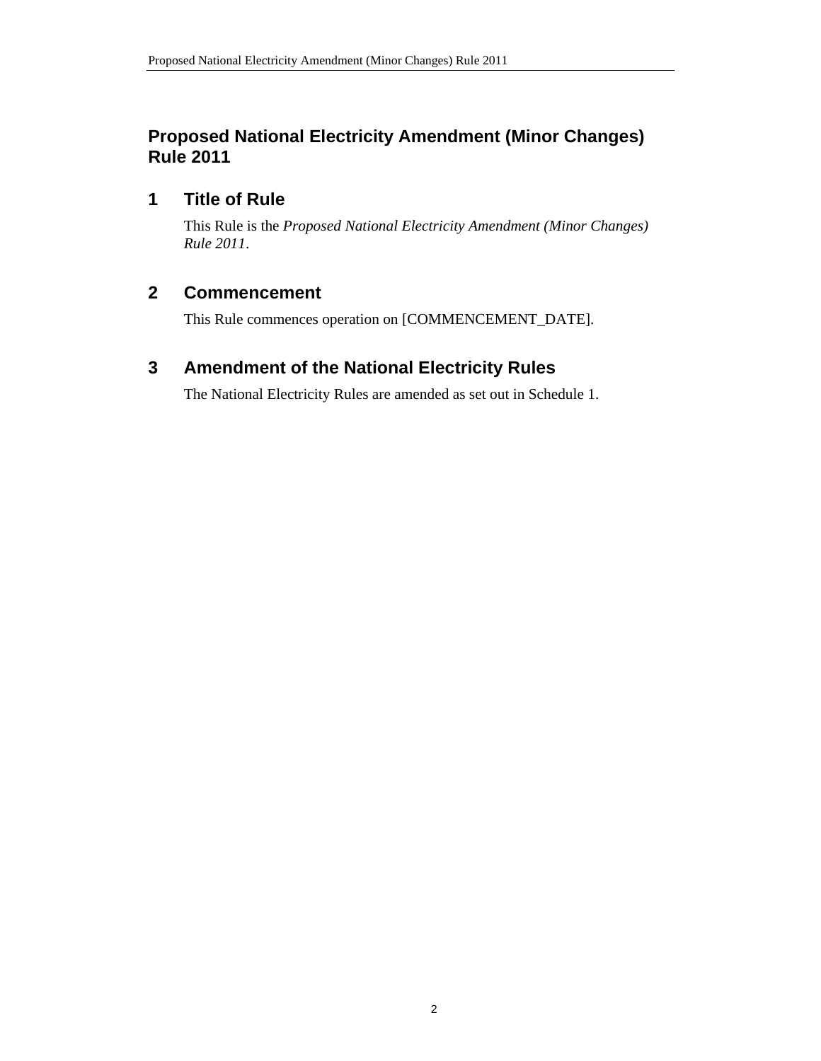# Proposed National Electricity Amendment (Minor Changes) Rule 2011

## 1 Title of Rule

This Rule is the *Proposed National Electricity Amendment (Minor Changes) Rule 2011*.

## 2 Commencement

This Rule commences operation on [COMMENCEMENT_DATE].

## 3 Amendment of the National Electricity Rules

The National Electricity Rules are amended as set out in Schedule 1.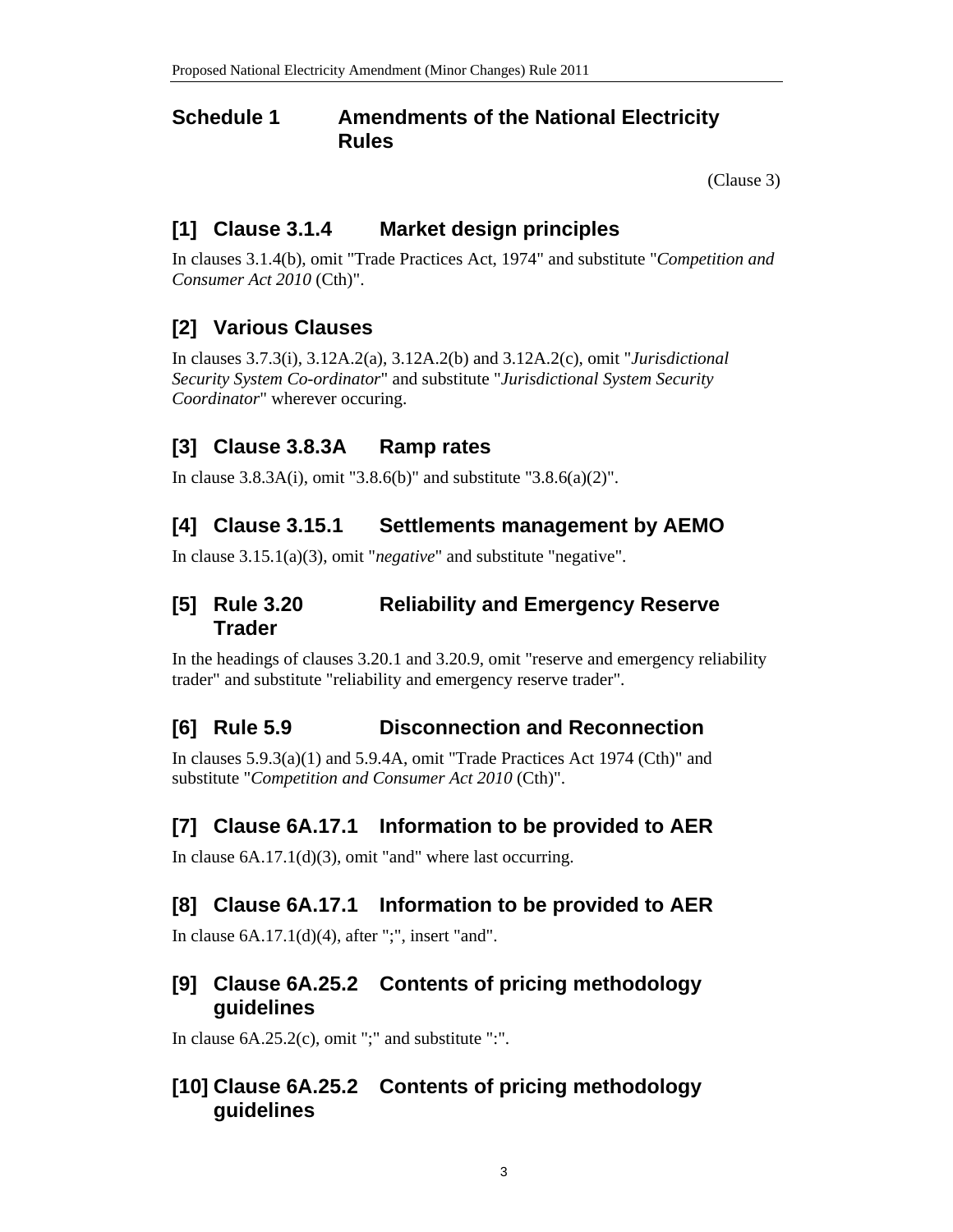## Schedule 1 Amendments of the National Electricity Rules

(Clause 3)

### [1] Clause 3.1.4 Market design principles

In clauses 3.1.4(b), omit "Trade Practices Act, 1974" and substitute "*Competition and Consumer Act 2010* (Cth)".

### [2] Various Clauses

In clauses 3.7.3(i), 3.12A.2(a), 3.12A.2(b) and 3.12A.2(c), omit "*Jurisdictional Security System Co-ordinator*" and substitute "*Jurisdictional System Security Coordinator*" wherever occuring.

### [3] Clause 3.8.3A Ramp rates

In clause 3.8.3A(i), omit "3.8.6(b)" and substitute "3.8.6(a)(2)".

### [4] Clause 3.15.1 Settlements management by AEMO

In clause 3.15.1(a)(3), omit "*negative*" and substitute "negative".

### [5] Rule 3.20 Reliability and Emergency Reserve Trader

In the headings of clauses 3.20.1 and 3.20.9, omit "reserve and emergency reliability trader" and substitute "reliability and emergency reserve trader".

### [6] Rule 5.9 Disconnection and Reconnection

In clauses 5.9.3(a)(1) and 5.9.4A, omit "Trade Practices Act 1974 (Cth)" and substitute "*Competition and Consumer Act 2010* (Cth)".

### [7] Clause 6A.17.1 Information to be provided to AER

In clause 6A.17.1(d)(3), omit "and" where last occurring.

### [8] Clause 6A.17.1 Information to be provided to AER

In clause 6A.17.1(d)(4), after ";", insert "and".

### [9] Clause 6A.25.2 Contents of pricing methodology guidelines

In clause 6A.25.2(c), omit ";" and substitute ":".

### [10] Clause 6A.25.2 Contents of pricing methodology guidelines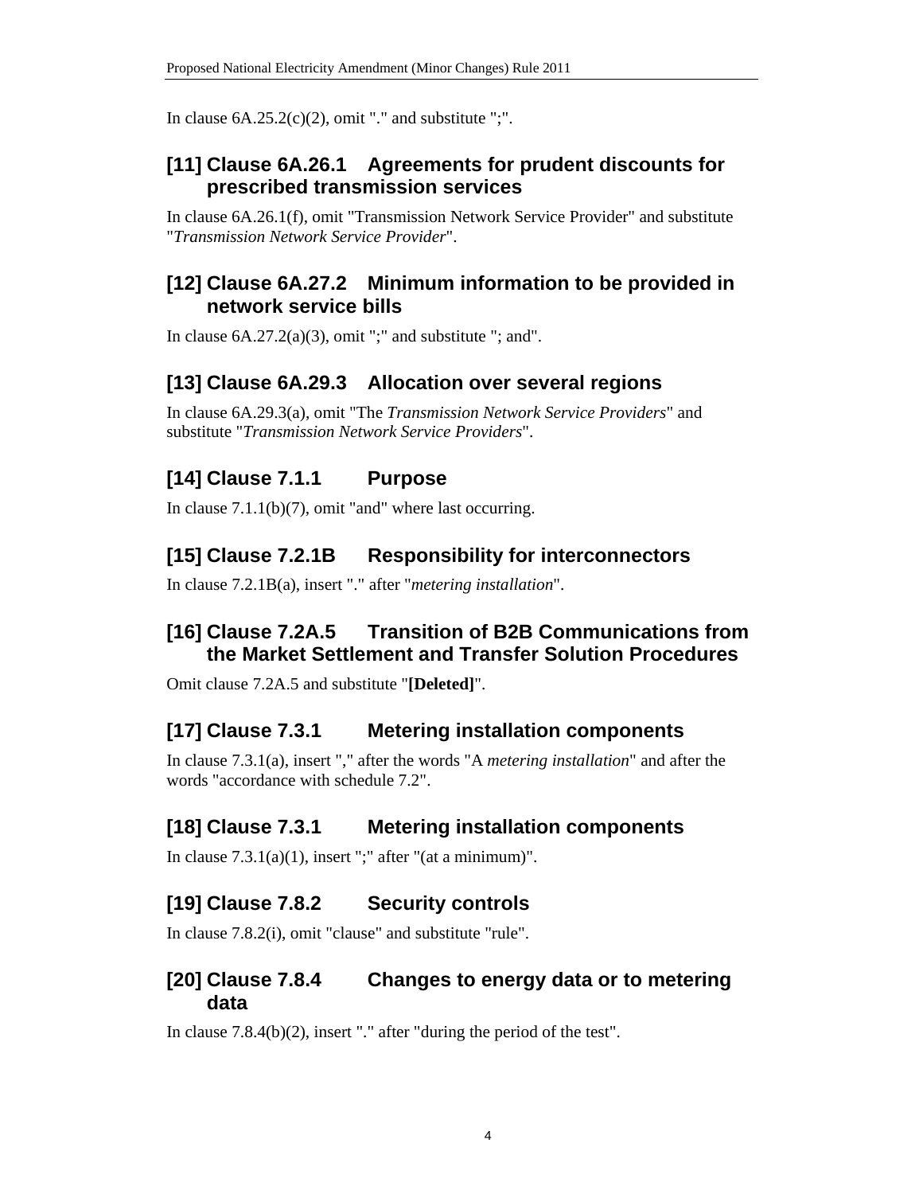In clause 6A.25.2(c)(2), omit "." and substitute ";".

## [11] Clause 6A.26.1 Agreements for prudent discounts for prescribed transmission services

In clause 6A.26.1(f), omit "Transmission Network Service Provider" and substitute "*Transmission Network Service Provider*".

## [12] Clause 6A.27.2 Minimum information to be provided in network service bills

In clause 6A.27.2(a)(3), omit ";" and substitute "; and".

## [13] Clause 6A.29.3 Allocation over several regions

In clause 6A.29.3(a), omit "The *Transmission Network Service Providers*" and substitute "*Transmission Network Service Providers*".

## [14] Clause 7.1.1 Purpose

In clause 7.1.1(b)(7), omit "and" where last occurring.

## [15] Clause 7.2.1B Responsibility for interconnectors

In clause 7.2.1B(a), insert "." after "*metering installation*".

## [16] Clause 7.2A.5 Transition of B2B Communications from the Market Settlement and Transfer Solution Procedures

Omit clause 7.2A.5 and substitute "**[Deleted]**".

## [17] Clause 7.3.1 Metering installation components

In clause 7.3.1(a), insert "," after the words "A *metering installation*" and after the words "accordance with schedule 7.2".

## [18] Clause 7.3.1 Metering installation components

In clause 7.3.1(a)(1), insert ";" after "(at a minimum)".

## [19] Clause 7.8.2 Security controls

In clause 7.8.2(i), omit "clause" and substitute "rule".

## [20] Clause 7.8.4 Changes to energy data or to metering data

In clause 7.8.4(b)(2), insert "." after "during the period of the test".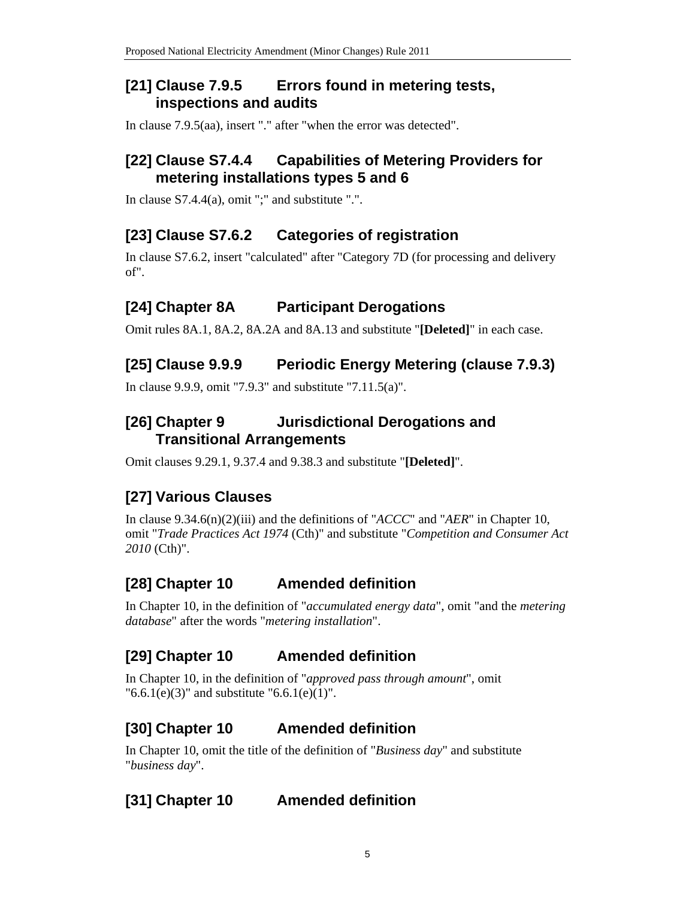## [21] Clause 7.9.5 Errors found in metering tests, inspections and audits

In clause 7.9.5(aa), insert "." after "when the error was detected".

## [22] Clause S7.4.4 Capabilities of Metering Providers for metering installations types 5 and 6

In clause S7.4.4(a), omit ";" and substitute ".".

## [23] Clause S7.6.2 Categories of registration

In clause S7.6.2, insert "calculated" after "Category 7D (for processing and delivery of".

## [24] Chapter 8A Participant Derogations

Omit rules 8A.1, 8A.2, 8A.2A and 8A.13 and substitute "**[Deleted]**" in each case.

## [25] Clause 9.9.9 Periodic Energy Metering (clause 7.9.3)

In clause 9.9.9, omit "7.9.3" and substitute "7.11.5(a)".

## [26] Chapter 9 Jurisdictional Derogations and Transitional Arrangements

Omit clauses 9.29.1, 9.37.4 and 9.38.3 and substitute "**[Deleted]**".

## [27] Various Clauses

In clause 9.34.6(n)(2)(iii) and the definitions of "*ACCC*" and "*AER*" in Chapter 10, omit "*Trade Practices Act 1974* (Cth)" and substitute "*Competition and Consumer Act 2010* (Cth)".

## [28] Chapter 10 Amended definition

In Chapter 10, in the definition of "*accumulated energy data*", omit "and the *metering database*" after the words "*metering installation*".

## [29] Chapter 10 Amended definition

In Chapter 10, in the definition of "*approved pass through amount*", omit "6.6.1(e)(3)" and substitute "6.6.1(e)(1)".

## [30] Chapter 10 Amended definition

In Chapter 10, omit the title of the definition of "*Business day*" and substitute "*business day*".

## [31] Chapter 10 Amended definition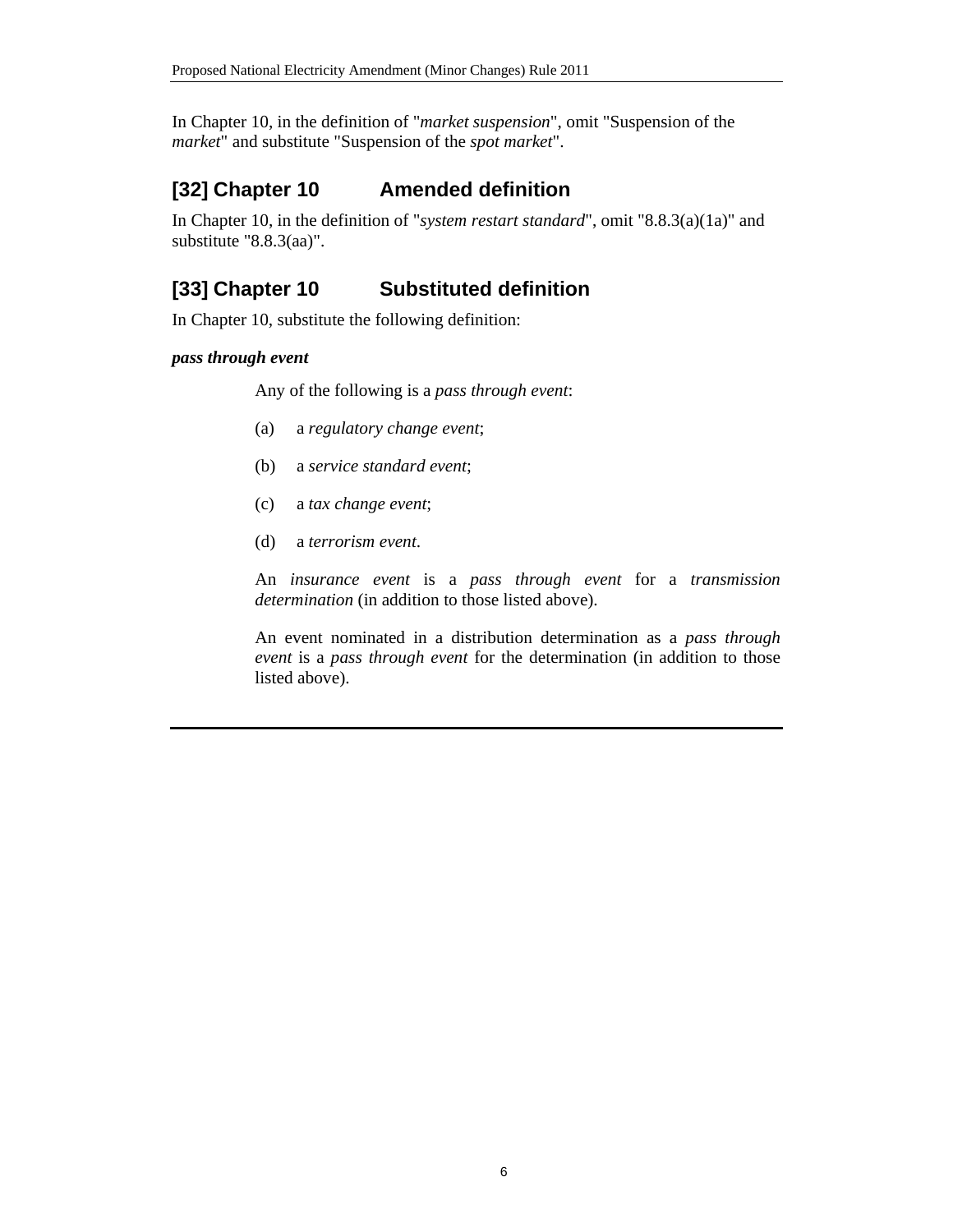In Chapter 10, in the definition of "*market suspension*", omit "Suspension of the *market*" and substitute "Suspension of the *spot market*".

## [32] Chapter 10 Amended definition

In Chapter 10, in the definition of "*system restart standard*", omit "8.8.3(a)(1a)" and substitute "8.8.3(aa)".

## [33] Chapter 10 Substituted definition

In Chapter 10, substitute the following definition:

***pass through event***

Any of the following is a *pass through event*:

(a) a *regulatory change event*;

(b) a *service standard event*;

(c) a *tax change event*;

(d) a *terrorism event*.

An *insurance event* is a *pass through event* for a *transmission determination* (in addition to those listed above).

An event nominated in a distribution determination as a *pass through event* is a *pass through event* for the determination (in addition to those listed above).